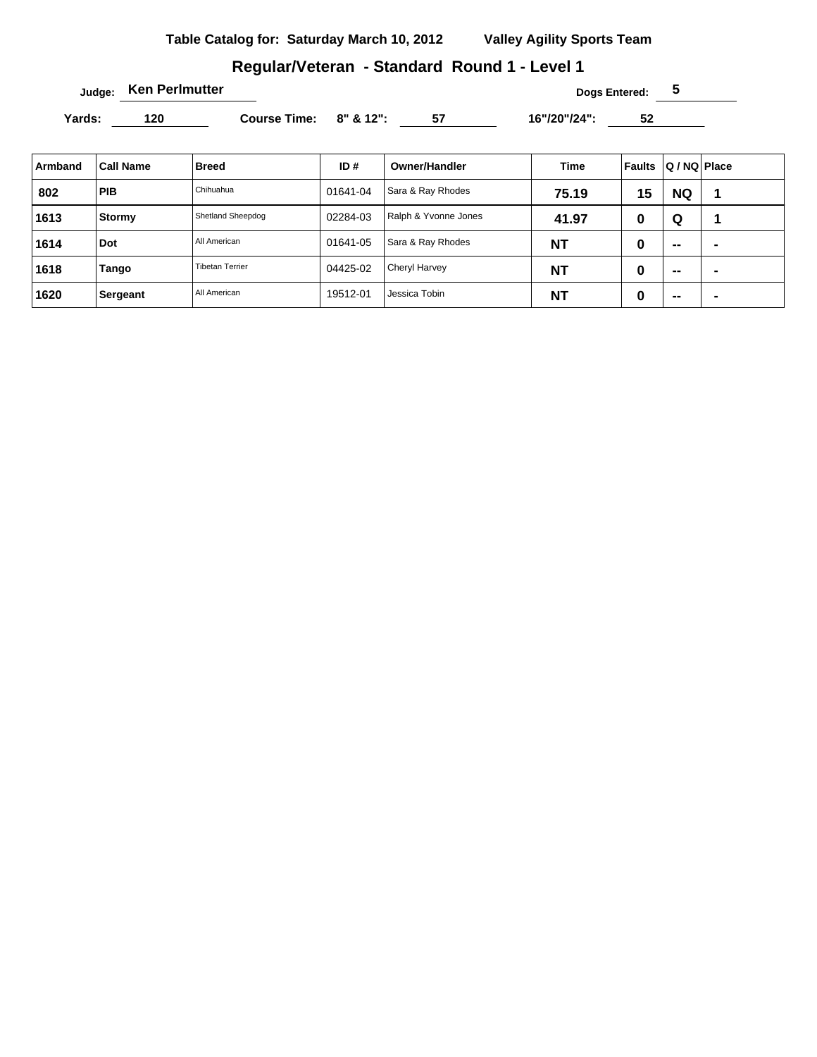**Table Catalog for: Saturday March 10, 2012** **Valley Agility Sports Team**

## Regular/Veteran - Standard Round 1 - Level 1

**Judge:** Ken Perlmutter **Dogs Entered:** 5

**Yards:** 120 **Course Time:** 8" & 12": 57 16"/20"/24": 52

| Armband | Call Name | Breed | ID # | Owner/Handler | Time | Faults | Q / NQ | Place |
|---|---|---|---|---|---|---|---|---|
| 802 | PIB | Chihuahua | 01641-04 | Sara & Ray Rhodes | 75.19 | 15 | NQ | 1 |
| 1613 | Stormy | Shetland Sheepdog | 02284-03 | Ralph & Yvonne Jones | 41.97 | 0 | Q | 1 |
| 1614 | Dot | All American | 01641-05 | Sara & Ray Rhodes | NT | 0 | -- | - |
| 1618 | Tango | Tibetan Terrier | 04425-02 | Cheryl Harvey | NT | 0 | -- | - |
| 1620 | Sergeant | All American | 19512-01 | Jessica Tobin | NT | 0 | -- | - |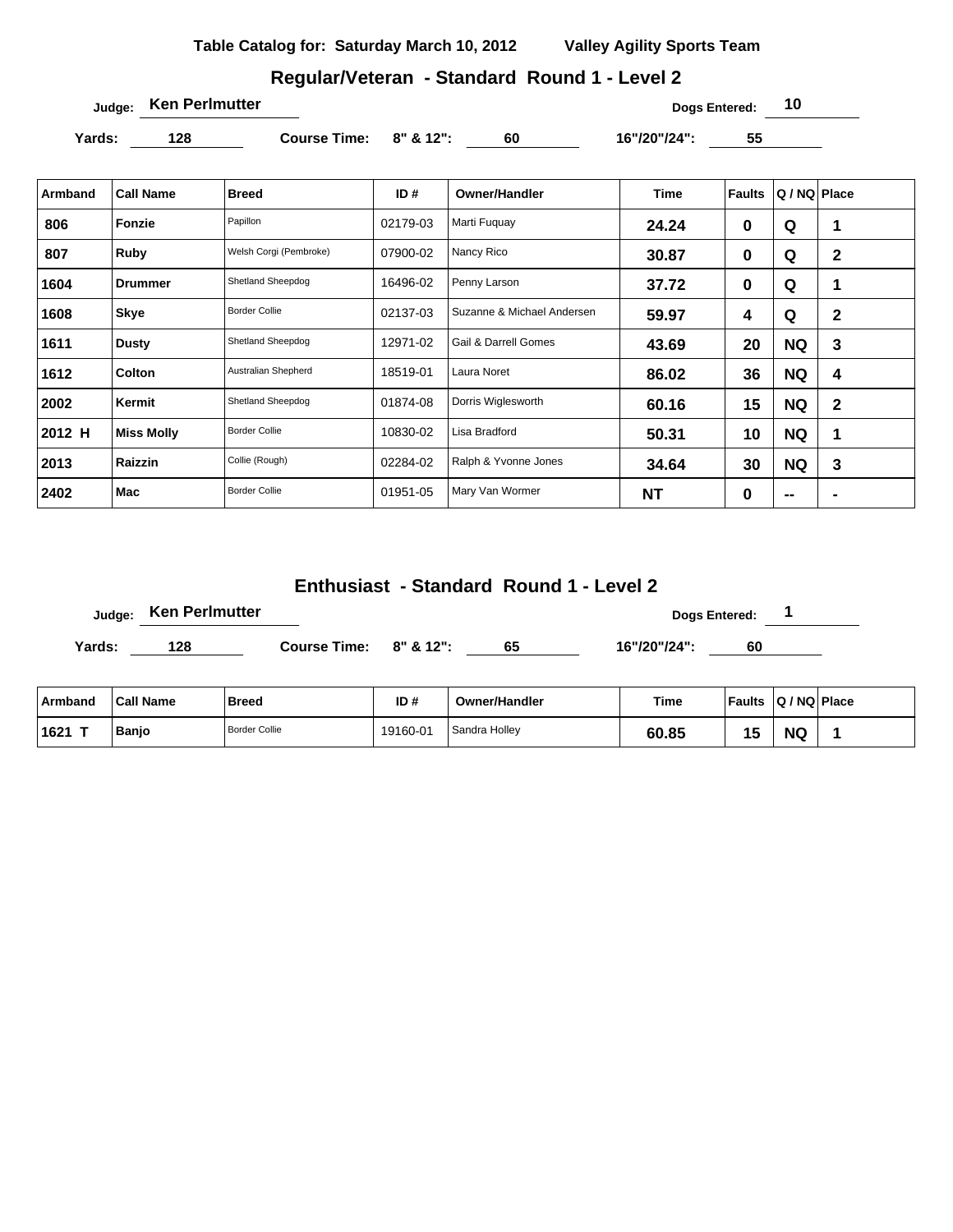**Table Catalog for: Saturday March 10, 2012** **Valley Agility Sports Team**

## Regular/Veteran - Standard Round 1 - Level 2

Judge: **Ken Perlmutter** Dogs Entered: **10**

Yards: **128** Course Time: 8" & 12": **60** 16"/20"/24": **55**

| Armband | Call Name | Breed | ID # | Owner/Handler | Time | Faults | Q / NQ | Place |
|---|---|---|---|---|---|---|---|---|
| 806 | Fonzie | Papillon | 02179-03 | Marti Fuquay | 24.24 | 0 | Q | 1 |
| 807 | Ruby | Welsh Corgi (Pembroke) | 07900-02 | Nancy Rico | 30.87 | 0 | Q | 2 |
| 1604 | Drummer | Shetland Sheepdog | 16496-02 | Penny Larson | 37.72 | 0 | Q | 1 |
| 1608 | Skye | Border Collie | 02137-03 | Suzanne & Michael Andersen | 59.97 | 4 | Q | 2 |
| 1611 | Dusty | Shetland Sheepdog | 12971-02 | Gail & Darrell Gomes | 43.69 | 20 | NQ | 3 |
| 1612 | Colton | Australian Shepherd | 18519-01 | Laura Noret | 86.02 | 36 | NQ | 4 |
| 2002 | Kermit | Shetland Sheepdog | 01874-08 | Dorris Wiglesworth | 60.16 | 15 | NQ | 2 |
| 2012 H | Miss Molly | Border Collie | 10830-02 | Lisa Bradford | 50.31 | 10 | NQ | 1 |
| 2013 | Raizzin | Collie (Rough) | 02284-02 | Ralph & Yvonne Jones | 34.64 | 30 | NQ | 3 |
| 2402 | Mac | Border Collie | 01951-05 | Mary Van Wormer | NT | 0 | -- | - |

## Enthusiast - Standard Round 1 - Level 2

Judge: **Ken Perlmutter** Dogs Entered: **1**

Yards: **128** Course Time: 8" & 12": **65** 16"/20"/24": **60**

| Armband | Call Name | Breed | ID # | Owner/Handler | Time | Faults | Q / NQ | Place |
|---|---|---|---|---|---|---|---|---|
| 1621 T | Banjo | Border Collie | 19160-01 | Sandra Holley | 60.85 | 15 | NQ | 1 |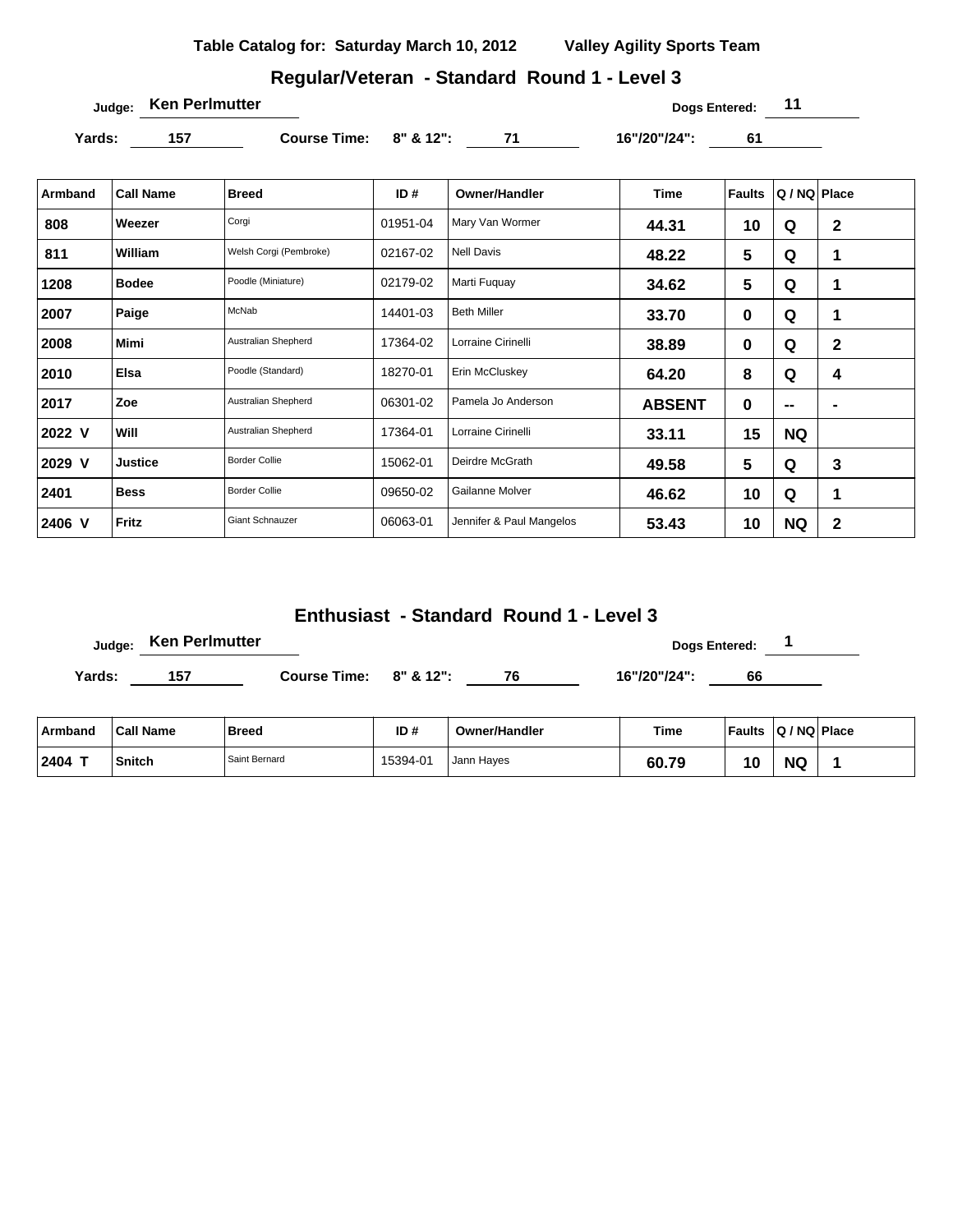**Table Catalog for: Saturday March 10, 2012 Valley Agility Sports Team**

## Regular/Veteran - Standard Round 1 - Level 3

Judge: **Ken Perlmutter** Dogs Entered: **11**

Yards: **157** Course Time: 8" & 12": **71** 16"/20"/24": **61**

| Armband | Call Name | Breed | ID # | Owner/Handler | Time | Faults | Q / NQ | Place |
|---|---|---|---|---|---|---|---|---|
| 808 | Weezer | Corgi | 01951-04 | Mary Van Wormer | 44.31 | 10 | Q | 2 |
| 811 | William | Welsh Corgi (Pembroke) | 02167-02 | Nell Davis | 48.22 | 5 | Q | 1 |
| 1208 | Bodee | Poodle (Miniature) | 02179-02 | Marti Fuquay | 34.62 | 5 | Q | 1 |
| 2007 | Paige | McNab | 14401-03 | Beth Miller | 33.70 | 0 | Q | 1 |
| 2008 | Mimi | Australian Shepherd | 17364-02 | Lorraine Cirinelli | 38.89 | 0 | Q | 2 |
| 2010 | Elsa | Poodle (Standard) | 18270-01 | Erin McCluskey | 64.20 | 8 | Q | 4 |
| 2017 | Zoe | Australian Shepherd | 06301-02 | Pamela Jo Anderson | ABSENT | 0 | -- | - |
| 2022 V | Will | Australian Shepherd | 17364-01 | Lorraine Cirinelli | 33.11 | 15 | NQ | |
| 2029 V | Justice | Border Collie | 15062-01 | Deirdre McGrath | 49.58 | 5 | Q | 3 |
| 2401 | Bess | Border Collie | 09650-02 | Gailanne Molver | 46.62 | 10 | Q | 1 |
| 2406 V | Fritz | Giant Schnauzer | 06063-01 | Jennifer & Paul Mangelos | 53.43 | 10 | NQ | 2 |

## Enthusiast - Standard Round 1 - Level 3

Judge: **Ken Perlmutter** Dogs Entered: **1**

Yards: **157** Course Time: 8" & 12": **76** 16"/20"/24": **66**

| Armband | Call Name | Breed | ID # | Owner/Handler | Time | Faults | Q / NQ | Place |
|---|---|---|---|---|---|---|---|---|
| 2404 T | Snitch | Saint Bernard | 15394-01 | Jann Hayes | 60.79 | 10 | NQ | 1 |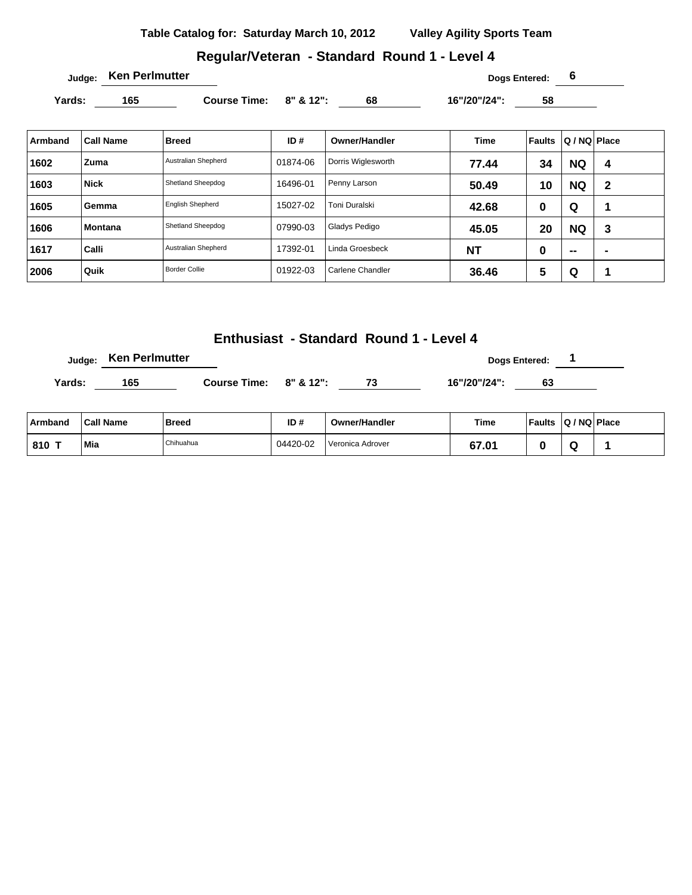**Table Catalog for: Saturday March 10, 2012    Valley Agility Sports Team**

## Regular/Veteran - Standard Round 1 - Level 4

Judge: **Ken Perlmutter**    Dogs Entered: **6**

Yards: **165**    Course Time: 8" & 12": **68**    16"/20"/24": **58**

| Armband | Call Name | Breed | ID # | Owner/Handler | Time | Faults | Q / NQ | Place |
|---|---|---|---|---|---|---|---|---|
| 1602 | Zuma | Australian Shepherd | 01874-06 | Dorris Wiglesworth | 77.44 | 34 | NQ | 4 |
| 1603 | Nick | Shetland Sheepdog | 16496-01 | Penny Larson | 50.49 | 10 | NQ | 2 |
| 1605 | Gemma | English Shepherd | 15027-02 | Toni Duralski | 42.68 | 0 | Q | 1 |
| 1606 | Montana | Shetland Sheepdog | 07990-03 | Gladys Pedigo | 45.05 | 20 | NQ | 3 |
| 1617 | Calli | Australian Shepherd | 17392-01 | Linda Groesbeck | NT | 0 | -- | - |
| 2006 | Quik | Border Collie | 01922-03 | Carlene Chandler | 36.46 | 5 | Q | 1 |

## Enthusiast - Standard Round 1 - Level 4

Judge: **Ken Perlmutter**    Dogs Entered: **1**

Yards: **165**    Course Time: 8" & 12": **73**    16"/20"/24": **63**

| Armband | Call Name | Breed | ID # | Owner/Handler | Time | Faults | Q / NQ | Place |
|---|---|---|---|---|---|---|---|---|
| 810 T | Mia | Chihuahua | 04420-02 | Veronica Adrover | 67.01 | 0 | Q | 1 |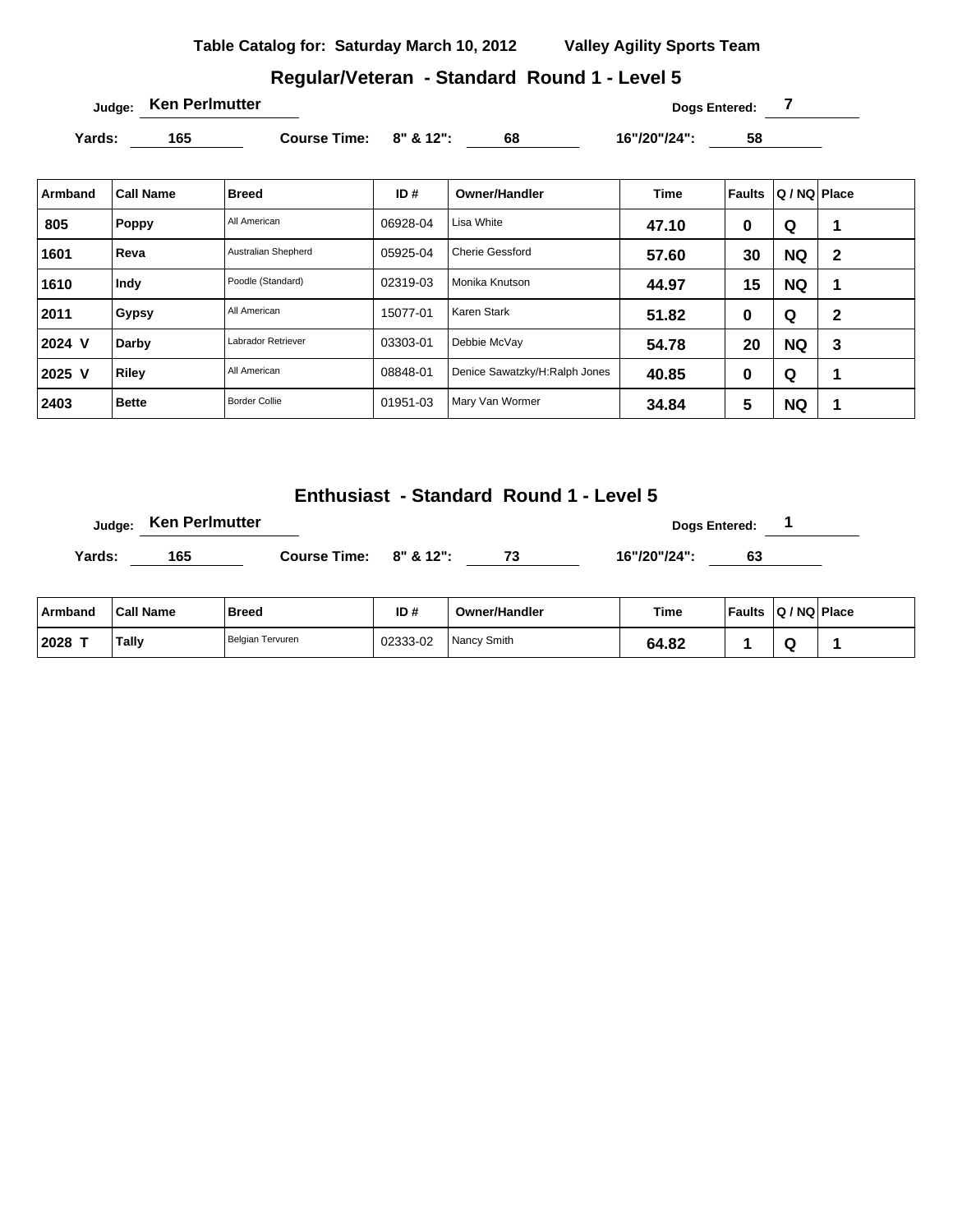**Table Catalog for: Saturday March 10, 2012** **Valley Agility Sports Team**

## Regular/Veteran - Standard Round 1 - Level 5

Judge: **Ken Perlmutter** Dogs Entered: **7**

Yards: **165** Course Time: 8" & 12": **68** 16"/20"/24": **58**

| Armband | Call Name | Breed | ID # | Owner/Handler | Time | Faults | Q / NQ | Place |
|---|---|---|---|---|---|---|---|---|
| 805 | Poppy | All American | 06928-04 | Lisa White | 47.10 | 0 | Q | 1 |
| 1601 | Reva | Australian Shepherd | 05925-04 | Cherie Gessford | 57.60 | 30 | NQ | 2 |
| 1610 | Indy | Poodle (Standard) | 02319-03 | Monika Knutson | 44.97 | 15 | NQ | 1 |
| 2011 | Gypsy | All American | 15077-01 | Karen Stark | 51.82 | 0 | Q | 2 |
| 2024 V | Darby | Labrador Retriever | 03303-01 | Debbie McVay | 54.78 | 20 | NQ | 3 |
| 2025 V | Riley | All American | 08848-01 | Denice Sawatzky/H:Ralph Jones | 40.85 | 0 | Q | 1 |
| 2403 | Bette | Border Collie | 01951-03 | Mary Van Wormer | 34.84 | 5 | NQ | 1 |

## Enthusiast - Standard Round 1 - Level 5

Judge: **Ken Perlmutter** Dogs Entered: **1**

Yards: **165** Course Time: 8" & 12": **73** 16"/20"/24": **63**

| Armband | Call Name | Breed | ID # | Owner/Handler | Time | Faults | Q / NQ | Place |
|---|---|---|---|---|---|---|---|---|
| 2028 T | Tally | Belgian Tervuren | 02333-02 | Nancy Smith | 64.82 | 1 | Q | 1 |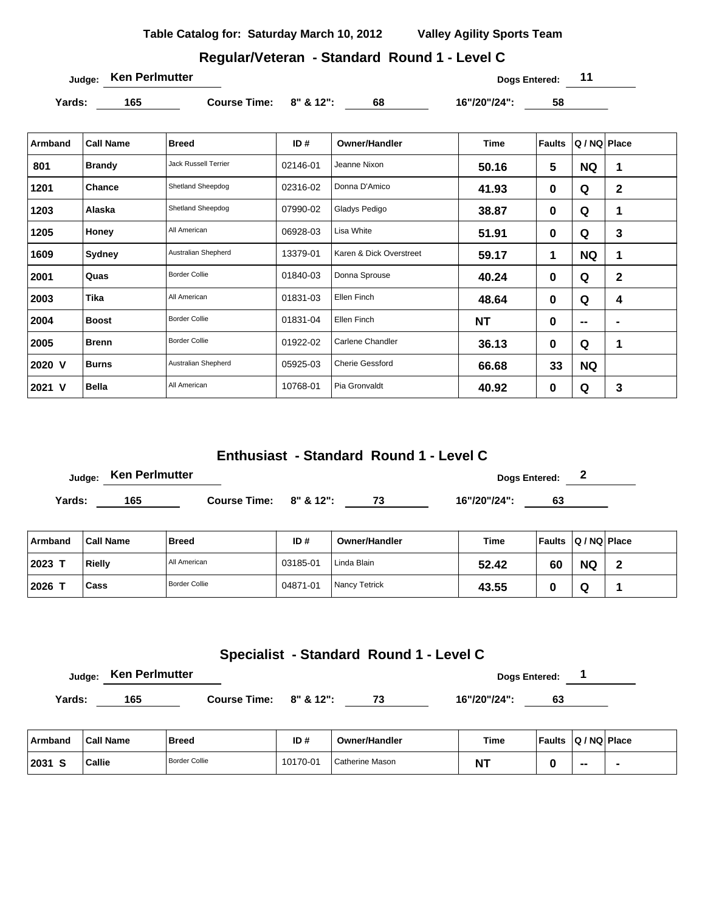**Table Catalog for: Saturday March 10, 2012 Valley Agility Sports Team**

## Regular/Veteran - Standard Round 1 - Level C

**Judge:** Ken Perlmutter **Dogs Entered:** 11

**Yards:** 165 **Course Time:** 8" & 12": 68 16"/20"/24": 58

| Armband | Call Name | Breed | ID # | Owner/Handler | Time | Faults | Q / NQ | Place |
|---|---|---|---|---|---|---|---|---|
| 801 | Brandy | Jack Russell Terrier | 02146-01 | Jeanne Nixon | 50.16 | 5 | NQ | 1 |
| 1201 | Chance | Shetland Sheepdog | 02316-02 | Donna D'Amico | 41.93 | 0 | Q | 2 |
| 1203 | Alaska | Shetland Sheepdog | 07990-02 | Gladys Pedigo | 38.87 | 0 | Q | 1 |
| 1205 | Honey | All American | 06928-03 | Lisa White | 51.91 | 0 | Q | 3 |
| 1609 | Sydney | Australian Shepherd | 13379-01 | Karen & Dick Overstreet | 59.17 | 1 | NQ | 1 |
| 2001 | Quas | Border Collie | 01840-03 | Donna Sprouse | 40.24 | 0 | Q | 2 |
| 2003 | Tika | All American | 01831-03 | Ellen Finch | 48.64 | 0 | Q | 4 |
| 2004 | Boost | Border Collie | 01831-04 | Ellen Finch | NT | 0 | -- | - |
| 2005 | Brenn | Border Collie | 01922-02 | Carlene Chandler | 36.13 | 0 | Q | 1 |
| 2020 V | Burns | Australian Shepherd | 05925-03 | Cherie Gessford | 66.68 | 33 | NQ | |
| 2021 V | Bella | All American | 10768-01 | Pia Gronvaldt | 40.92 | 0 | Q | 3 |

## Enthusiast - Standard Round 1 - Level C

**Judge:** Ken Perlmutter **Dogs Entered:** 2

**Yards:** 165 **Course Time:** 8" & 12": 73 16"/20"/24": 63

| Armband | Call Name | Breed | ID # | Owner/Handler | Time | Faults | Q / NQ | Place |
|---|---|---|---|---|---|---|---|---|
| 2023 T | Rielly | All American | 03185-01 | Linda Blain | 52.42 | 60 | NQ | 2 |
| 2026 T | Cass | Border Collie | 04871-01 | Nancy Tetrick | 43.55 | 0 | Q | 1 |

## Specialist - Standard Round 1 - Level C

**Judge:** Ken Perlmutter **Dogs Entered:** 1

**Yards:** 165 **Course Time:** 8" & 12": 73 16"/20"/24": 63

| Armband | Call Name | Breed | ID # | Owner/Handler | Time | Faults | Q / NQ | Place |
|---|---|---|---|---|---|---|---|---|
| 2031 S | Callie | Border Collie | 10170-01 | Catherine Mason | NT | 0 | -- | - |